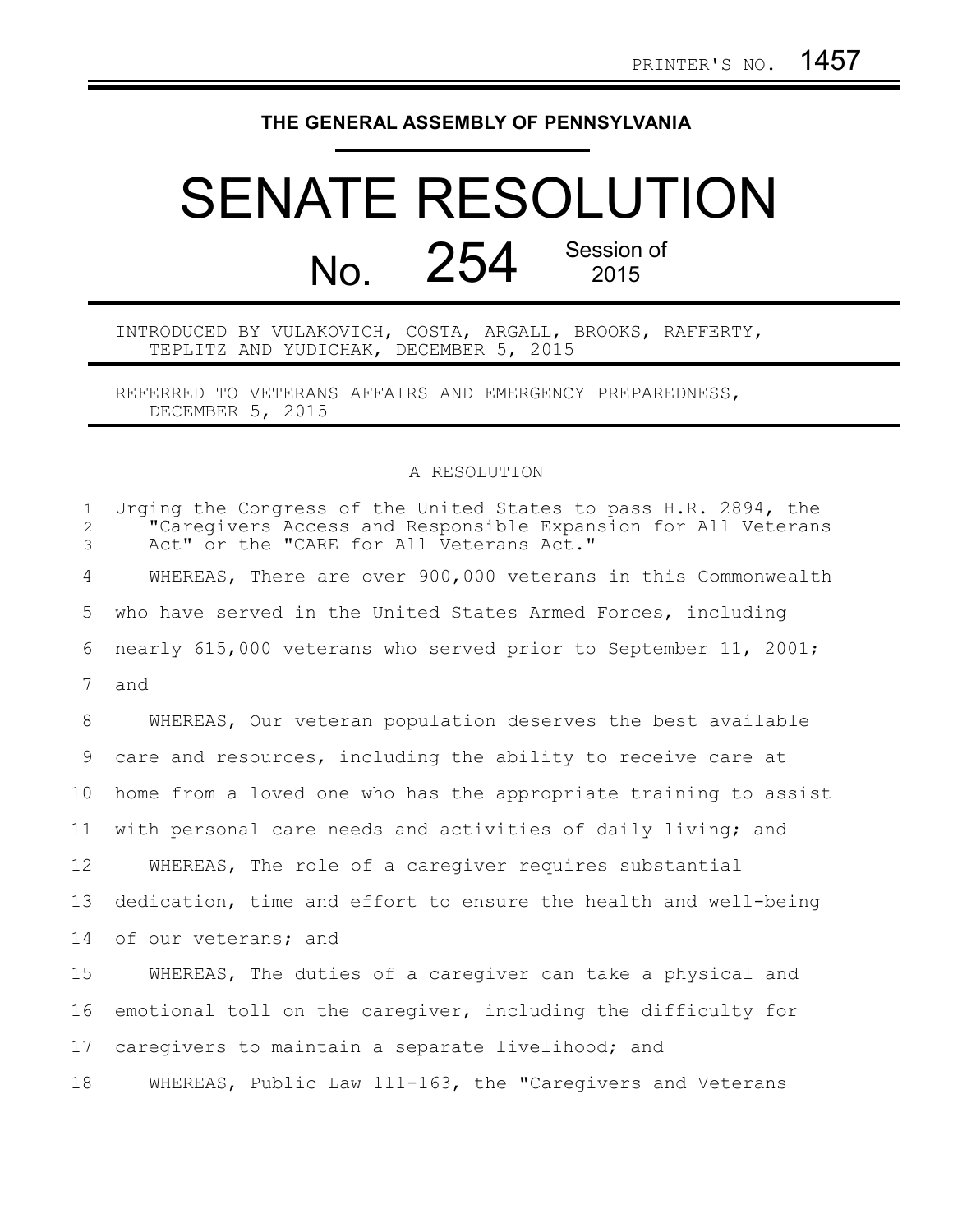PRINTER'S NO. 1457

**THE GENERAL ASSEMBLY OF PENNSYLVANIA**

# SENATE RESOLUTION

## No. 254 Session of 2015

INTRODUCED BY VULAKOVICH, COSTA, ARGALL, BROOKS, RAFFERTY, TEPLITZ AND YUDICHAK, DECEMBER 5, 2015

REFERRED TO VETERANS AFFAIRS AND EMERGENCY PREPAREDNESS, DECEMBER 5, 2015

A RESOLUTION

Urging the Congress of the United States to pass H.R. 2894, the "Caregivers Access and Responsible Expansion for All Veterans Act" or the "CARE for All Veterans Act."

WHEREAS, There are over 900,000 veterans in this Commonwealth who have served in the United States Armed Forces, including nearly 615,000 veterans who served prior to September 11, 2001; and

WHEREAS, Our veteran population deserves the best available care and resources, including the ability to receive care at home from a loved one who has the appropriate training to assist with personal care needs and activities of daily living; and

WHEREAS, The role of a caregiver requires substantial dedication, time and effort to ensure the health and well-being of our veterans; and

WHEREAS, The duties of a caregiver can take a physical and emotional toll on the caregiver, including the difficulty for caregivers to maintain a separate livelihood; and

WHEREAS, Public Law 111-163, the "Caregivers and Veterans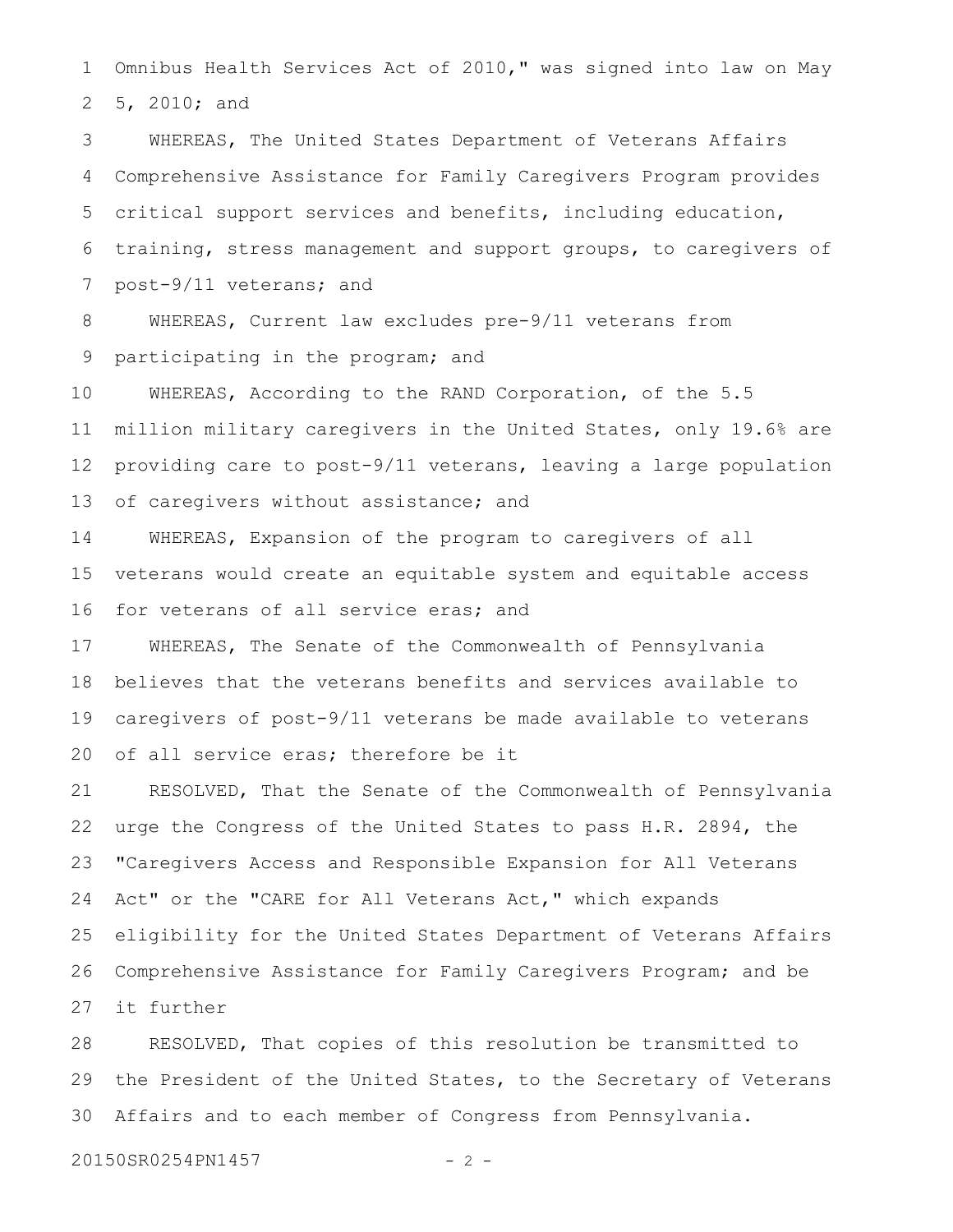Omnibus Health Services Act of 2010," was signed into law on May 5, 2010; and

WHEREAS, The United States Department of Veterans Affairs Comprehensive Assistance for Family Caregivers Program provides critical support services and benefits, including education, training, stress management and support groups, to caregivers of post-9/11 veterans; and

WHEREAS, Current law excludes pre-9/11 veterans from participating in the program; and

WHEREAS, According to the RAND Corporation, of the 5.5 million military caregivers in the United States, only 19.6% are providing care to post-9/11 veterans, leaving a large population of caregivers without assistance; and

WHEREAS, Expansion of the program to caregivers of all veterans would create an equitable system and equitable access for veterans of all service eras; and

WHEREAS, The Senate of the Commonwealth of Pennsylvania believes that the veterans benefits and services available to caregivers of post-9/11 veterans be made available to veterans of all service eras; therefore be it

RESOLVED, That the Senate of the Commonwealth of Pennsylvania urge the Congress of the United States to pass H.R. 2894, the "Caregivers Access and Responsible Expansion for All Veterans Act" or the "CARE for All Veterans Act," which expands eligibility for the United States Department of Veterans Affairs Comprehensive Assistance for Family Caregivers Program; and be it further

RESOLVED, That copies of this resolution be transmitted to the President of the United States, to the Secretary of Veterans Affairs and to each member of Congress from Pennsylvania.